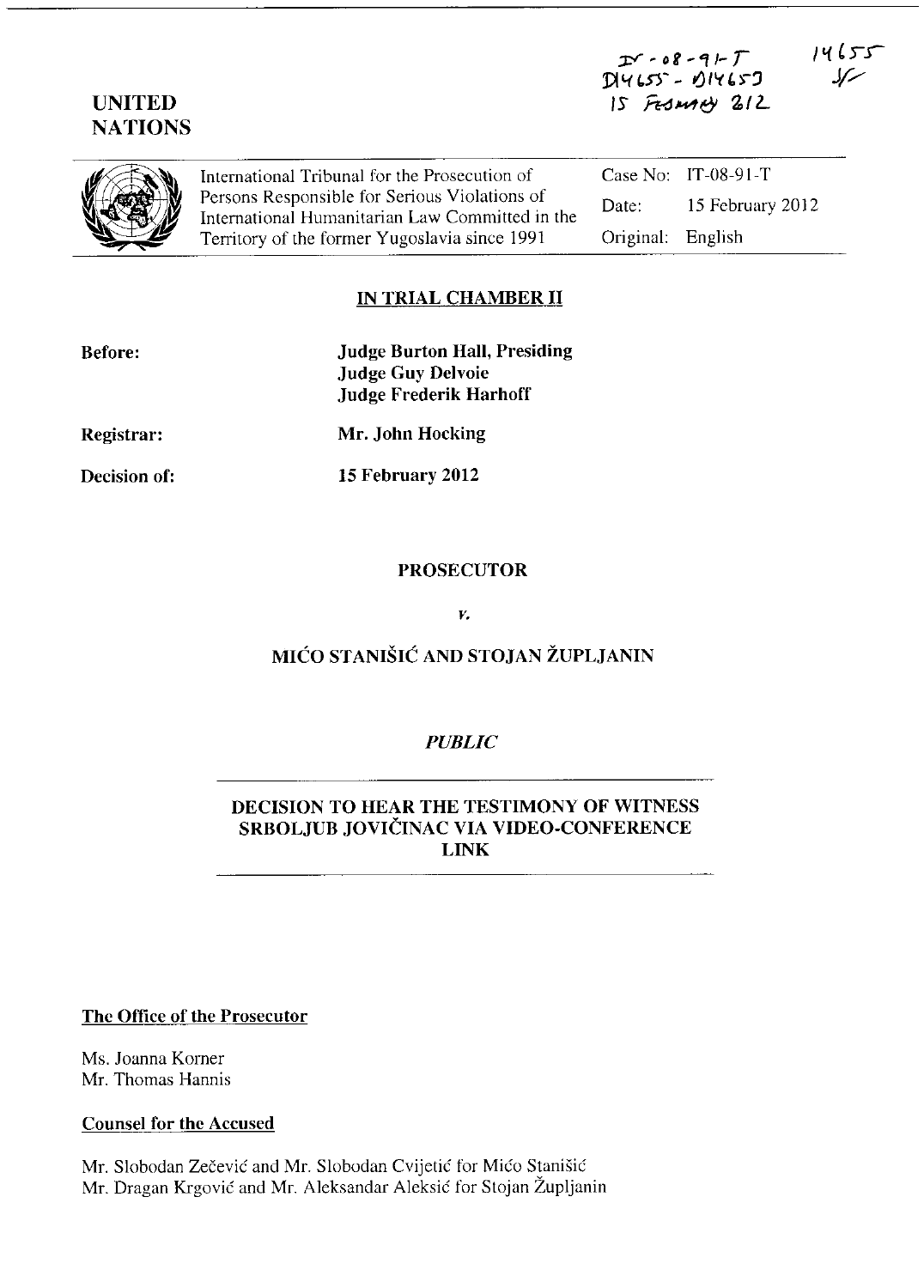IT-08-91-T
D14655 - D14653
15 February 2012

14655
SF

**UNITED NATIONS**

International Tribunal for the Prosecution of Persons Responsible for Serious Violations of International Humanitarian Law Committed in the Territory of the former Yugoslavia since 1991

| | |
|---|---|
| Case No: | IT-08-91-T |
| Date: | 15 February 2012 |
| Original: | English |

## IN TRIAL CHAMBER II

**Before:** **Judge Burton Hall, Presiding**
**Judge Guy Delvoie**
**Judge Frederik Harhoff**

**Registrar:** **Mr. John Hocking**

**Decision of:** **15 February 2012**

**PROSECUTOR**

*v.*

**MIĆO STANIŠIĆ AND STOJAN ŽUPLJANIN**

*PUBLIC*

**DECISION TO HEAR THE TESTIMONY OF WITNESS SRBOLJUB JOVIČINAC VIA VIDEO-CONFERENCE LINK**

**The Office of the Prosecutor**

Ms. Joanna Korner
Mr. Thomas Hannis

**Counsel for the Accused**

Mr. Slobodan Zečević and Mr. Slobodan Cvijetić for Mićo Stanišić
Mr. Dragan Krgović and Mr. Aleksandar Aleksić for Stojan Župljanin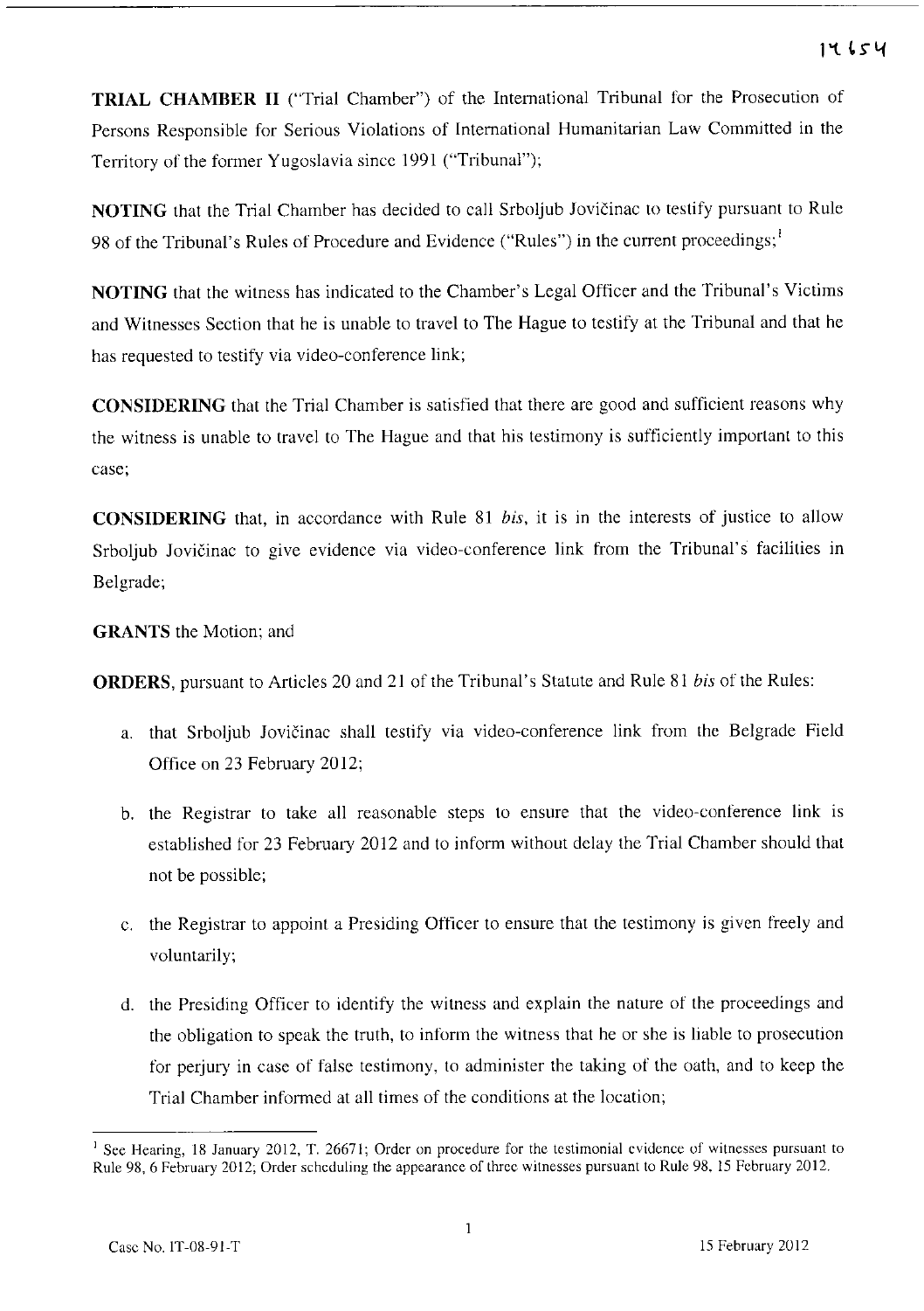**TRIAL CHAMBER II** ("Trial Chamber") of the International Tribunal for the Prosecution of Persons Responsible for Serious Violations of International Humanitarian Law Committed in the Territory of the former Yugoslavia since 1991 ("Tribunal");

**NOTING** that the Trial Chamber has decided to call Srboljub Jovičinac to testify pursuant to Rule 98 of the Tribunal's Rules of Procedure and Evidence ("Rules") in the current proceedings;[1]

**NOTING** that the witness has indicated to the Chamber's Legal Officer and the Tribunal's Victims and Witnesses Section that he is unable to travel to The Hague to testify at the Tribunal and that he has requested to testify via video-conference link;

**CONSIDERING** that the Trial Chamber is satisfied that there are good and sufficient reasons why the witness is unable to travel to The Hague and that his testimony is sufficiently important to this case;

**CONSIDERING** that, in accordance with Rule 81 *bis*, it is in the interests of justice to allow Srboljub Jovičinac to give evidence via video-conference link from the Tribunal's facilities in Belgrade;

**GRANTS** the Motion; and

**ORDERS**, pursuant to Articles 20 and 21 of the Tribunal's Statute and Rule 81 *bis* of the Rules:

a. that Srboljub Jovičinac shall testify via video-conference link from the Belgrade Field Office on 23 February 2012;

b. the Registrar to take all reasonable steps to ensure that the video-conference link is established for 23 February 2012 and to inform without delay the Trial Chamber should that not be possible;

c. the Registrar to appoint a Presiding Officer to ensure that the testimony is given freely and voluntarily;

d. the Presiding Officer to identify the witness and explain the nature of the proceedings and the obligation to speak the truth, to inform the witness that he or she is liable to prosecution for perjury in case of false testimony, to administer the taking of the oath, and to keep the Trial Chamber informed at all times of the conditions at the location;

---

[1] See Hearing, 18 January 2012, T. 26671; Order on procedure for the testimonial evidence of witnesses pursuant to Rule 98, 6 February 2012; Order scheduling the appearance of three witnesses pursuant to Rule 98, 15 February 2012.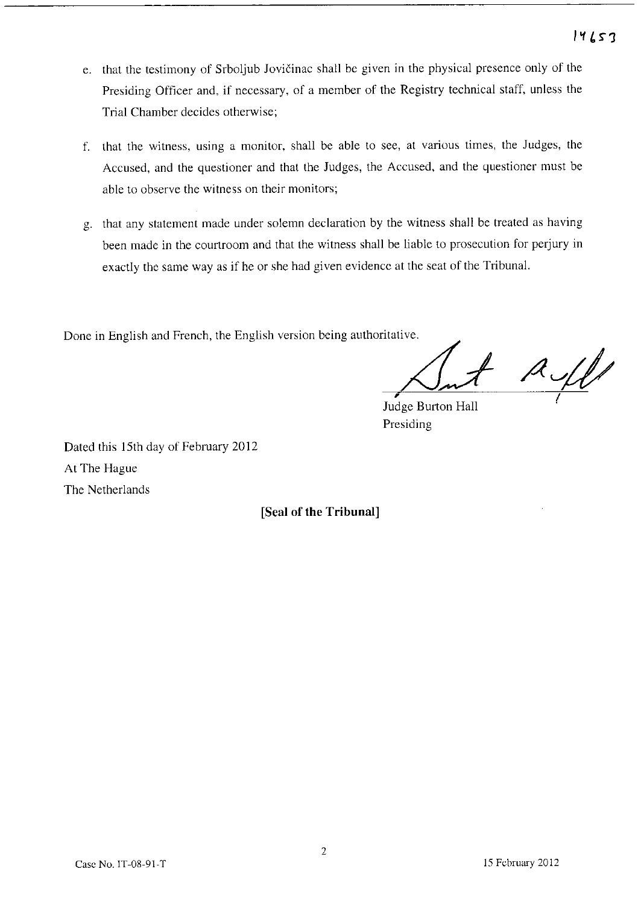e. that the testimony of Srboljub Jovičinac shall be given in the physical presence only of the Presiding Officer and, if necessary, of a member of the Registry technical staff, unless the Trial Chamber decides otherwise;

f. that the witness, using a monitor, shall be able to see, at various times, the Judges, the Accused, and the questioner and that the Judges, the Accused, and the questioner must be able to observe the witness on their monitors;

g. that any statement made under solemn declaration by the witness shall be treated as having been made in the courtroom and that the witness shall be liable to prosecution for perjury in exactly the same way as if he or she had given evidence at the seat of the Tribunal.

Done in English and French, the English version being authoritative.

Judge Burton Hall
Presiding

Dated this 15th day of February 2012
At The Hague
The Netherlands

**[Seal of the Tribunal]**